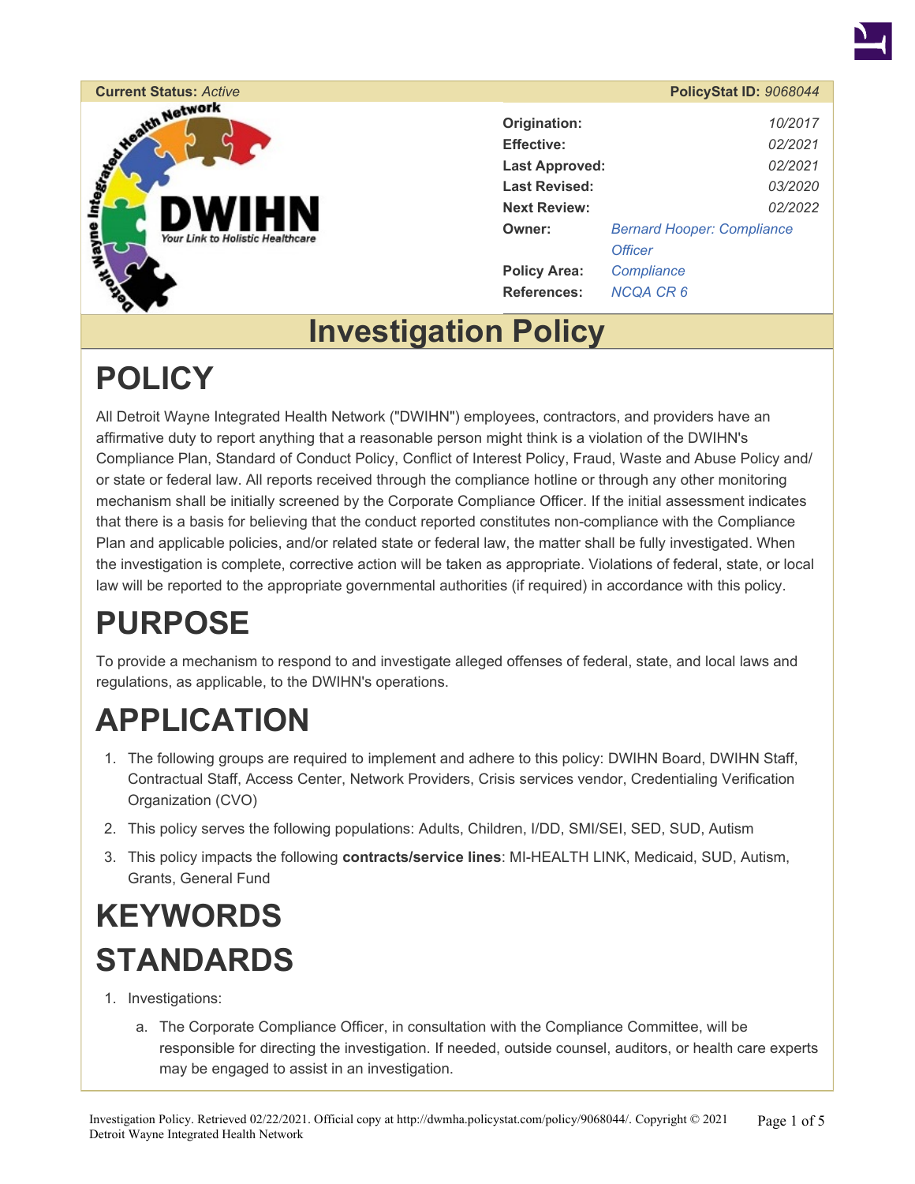**Current Status:** *Active*

**PolicyStat ID:** *9068044*

| | |
|---|---|
| **Origination:** | *10/2017* |
| **Effective:** | *02/2021* |
| **Last Approved:** | *02/2021* |
| **Last Revised:** | *03/2020* |
| **Next Review:** | *02/2022* |
| **Owner:** | *Bernard Hooper: Compliance Officer* |
| **Policy Area:** | *Compliance* |
| **References:** | *NCQA CR 6* |

# Investigation Policy

# POLICY

All Detroit Wayne Integrated Health Network ("DWIHN") employees, contractors, and providers have an affirmative duty to report anything that a reasonable person might think is a violation of the DWIHN's Compliance Plan, Standard of Conduct Policy, Conflict of Interest Policy, Fraud, Waste and Abuse Policy and/or state or federal law. All reports received through the compliance hotline or through any other monitoring mechanism shall be initially screened by the Corporate Compliance Officer. If the initial assessment indicates that there is a basis for believing that the conduct reported constitutes non-compliance with the Compliance Plan and applicable policies, and/or related state or federal law, the matter shall be fully investigated. When the investigation is complete, corrective action will be taken as appropriate. Violations of federal, state, or local law will be reported to the appropriate governmental authorities (if required) in accordance with this policy.

# PURPOSE

To provide a mechanism to respond to and investigate alleged offenses of federal, state, and local laws and regulations, as applicable, to the DWIHN's operations.

# APPLICATION

1. The following groups are required to implement and adhere to this policy: DWIHN Board, DWIHN Staff, Contractual Staff, Access Center, Network Providers, Crisis services vendor, Credentialing Verification Organization (CVO)
2. This policy serves the following populations: Adults, Children, I/DD, SMI/SEI, SED, SUD, Autism
3. This policy impacts the following **contracts/service lines**: MI-HEALTH LINK, Medicaid, SUD, Autism, Grants, General Fund

# KEYWORDS

# STANDARDS

1. Investigations:
   a. The Corporate Compliance Officer, in consultation with the Compliance Committee, will be responsible for directing the investigation. If needed, outside counsel, auditors, or health care experts may be engaged to assist in an investigation.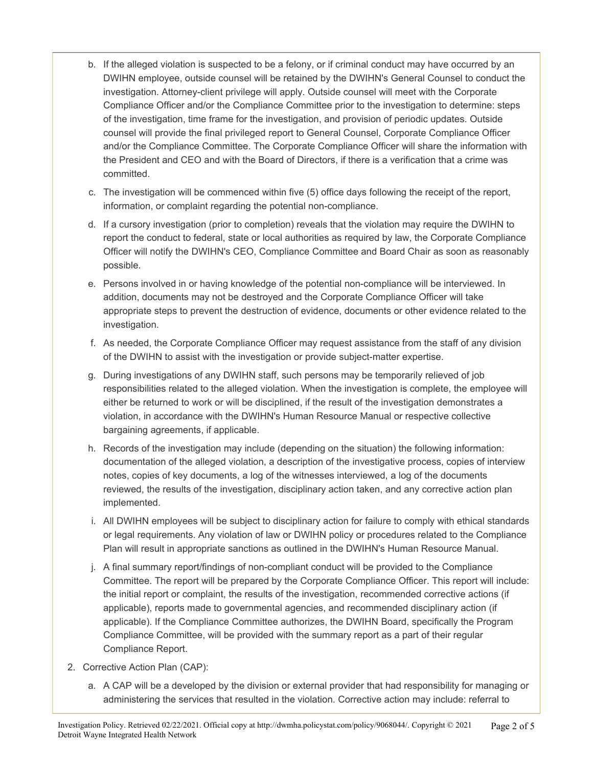b. If the alleged violation is suspected to be a felony, or if criminal conduct may have occurred by an DWIHN employee, outside counsel will be retained by the DWIHN's General Counsel to conduct the investigation. Attorney-client privilege will apply. Outside counsel will meet with the Corporate Compliance Officer and/or the Compliance Committee prior to the investigation to determine: steps of the investigation, time frame for the investigation, and provision of periodic updates. Outside counsel will provide the final privileged report to General Counsel, Corporate Compliance Officer and/or the Compliance Committee. The Corporate Compliance Officer will share the information with the President and CEO and with the Board of Directors, if there is a verification that a crime was committed.

c. The investigation will be commenced within five (5) office days following the receipt of the report, information, or complaint regarding the potential non-compliance.

d. If a cursory investigation (prior to completion) reveals that the violation may require the DWIHN to report the conduct to federal, state or local authorities as required by law, the Corporate Compliance Officer will notify the DWIHN's CEO, Compliance Committee and Board Chair as soon as reasonably possible.

e. Persons involved in or having knowledge of the potential non-compliance will be interviewed. In addition, documents may not be destroyed and the Corporate Compliance Officer will take appropriate steps to prevent the destruction of evidence, documents or other evidence related to the investigation.

f. As needed, the Corporate Compliance Officer may request assistance from the staff of any division of the DWIHN to assist with the investigation or provide subject-matter expertise.

g. During investigations of any DWIHN staff, such persons may be temporarily relieved of job responsibilities related to the alleged violation. When the investigation is complete, the employee will either be returned to work or will be disciplined, if the result of the investigation demonstrates a violation, in accordance with the DWIHN's Human Resource Manual or respective collective bargaining agreements, if applicable.

h. Records of the investigation may include (depending on the situation) the following information: documentation of the alleged violation, a description of the investigative process, copies of interview notes, copies of key documents, a log of the witnesses interviewed, a log of the documents reviewed, the results of the investigation, disciplinary action taken, and any corrective action plan implemented.

i. All DWIHN employees will be subject to disciplinary action for failure to comply with ethical standards or legal requirements. Any violation of law or DWIHN policy or procedures related to the Compliance Plan will result in appropriate sanctions as outlined in the DWIHN's Human Resource Manual.

j. A final summary report/findings of non-compliant conduct will be provided to the Compliance Committee. The report will be prepared by the Corporate Compliance Officer. This report will include: the initial report or complaint, the results of the investigation, recommended corrective actions (if applicable), reports made to governmental agencies, and recommended disciplinary action (if applicable). If the Compliance Committee authorizes, the DWIHN Board, specifically the Program Compliance Committee, will be provided with the summary report as a part of their regular Compliance Report.

2. Corrective Action Plan (CAP):

   a. A CAP will be a developed by the division or external provider that had responsibility for managing or administering the services that resulted in the violation. Corrective action may include: referral to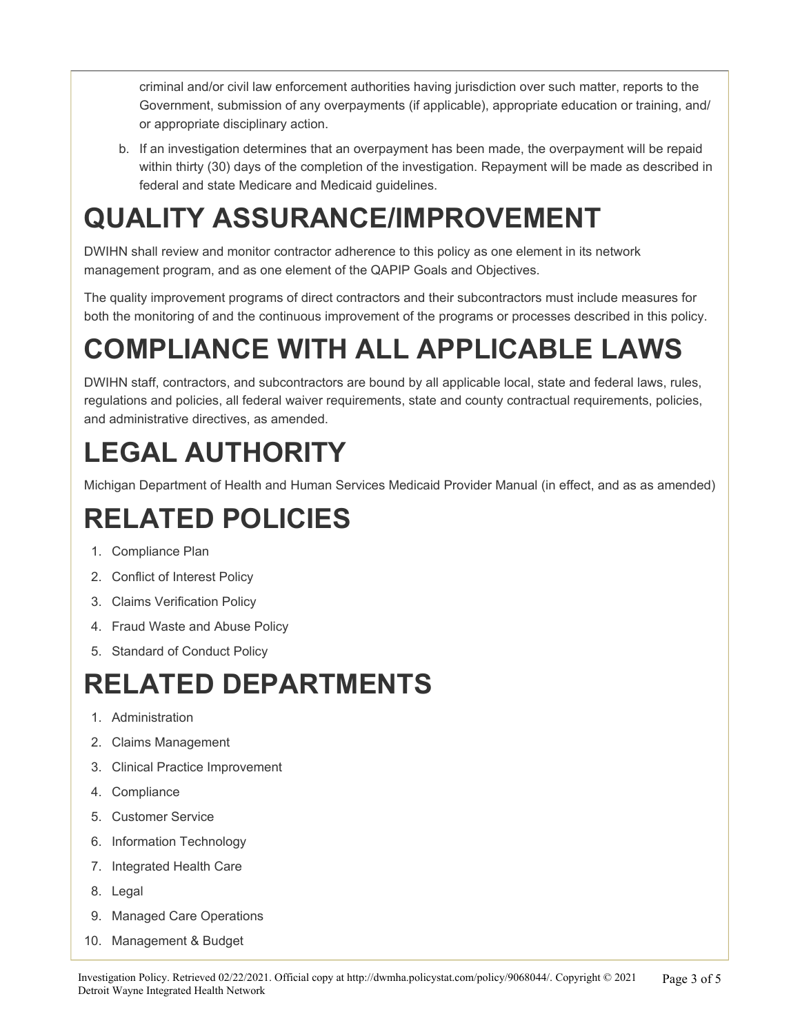criminal and/or civil law enforcement authorities having jurisdiction over such matter, reports to the Government, submission of any overpayments (if applicable), appropriate education or training, and/or appropriate disciplinary action.

b. If an investigation determines that an overpayment has been made, the overpayment will be repaid within thirty (30) days of the completion of the investigation. Repayment will be made as described in federal and state Medicare and Medicaid guidelines.

# QUALITY ASSURANCE/IMPROVEMENT

DWIHN shall review and monitor contractor adherence to this policy as one element in its network management program, and as one element of the QAPIP Goals and Objectives.

The quality improvement programs of direct contractors and their subcontractors must include measures for both the monitoring of and the continuous improvement of the programs or processes described in this policy.

# COMPLIANCE WITH ALL APPLICABLE LAWS

DWIHN staff, contractors, and subcontractors are bound by all applicable local, state and federal laws, rules, regulations and policies, all federal waiver requirements, state and county contractual requirements, policies, and administrative directives, as amended.

# LEGAL AUTHORITY

Michigan Department of Health and Human Services Medicaid Provider Manual (in effect, and as as amended)

# RELATED POLICIES

1. Compliance Plan
2. Conflict of Interest Policy
3. Claims Verification Policy
4. Fraud Waste and Abuse Policy
5. Standard of Conduct Policy

# RELATED DEPARTMENTS

1. Administration
2. Claims Management
3. Clinical Practice Improvement
4. Compliance
5. Customer Service
6. Information Technology
7. Integrated Health Care
8. Legal
9. Managed Care Operations
10. Management & Budget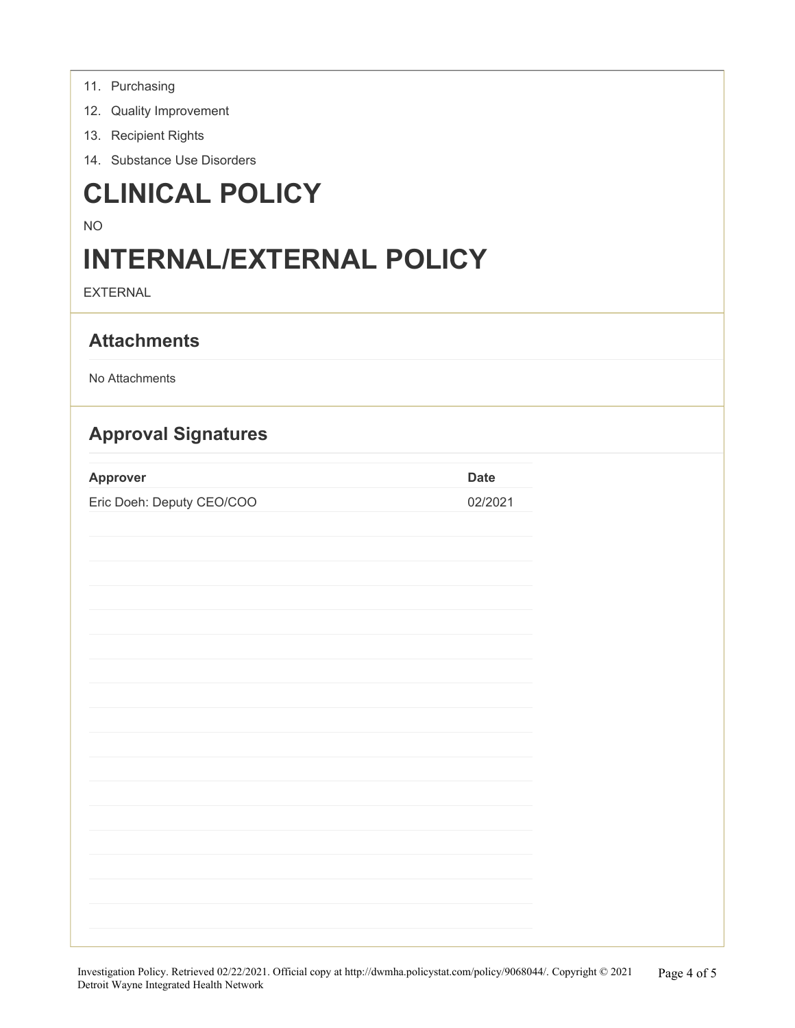11. Purchasing
12. Quality Improvement
13. Recipient Rights
14. Substance Use Disorders

# CLINICAL POLICY

NO

# INTERNAL/EXTERNAL POLICY

EXTERNAL

## Attachments

No Attachments

## Approval Signatures

| Approver | Date |
|---|---|
| Eric Doeh: Deputy CEO/COO | 02/2021 |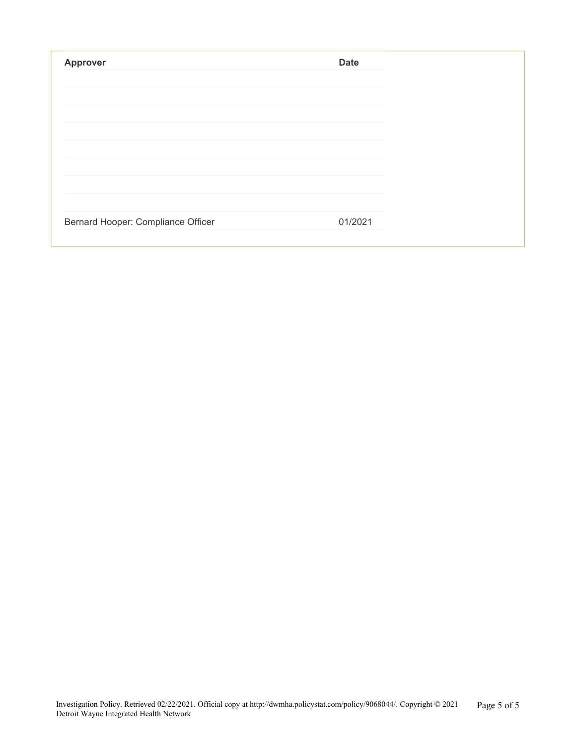| Approver | Date |
| --- | --- |
| | |
| | |
| | |
| | |
| | |
| | |
| | |
| | |
| Bernard Hooper: Compliance Officer | 01/2021 |